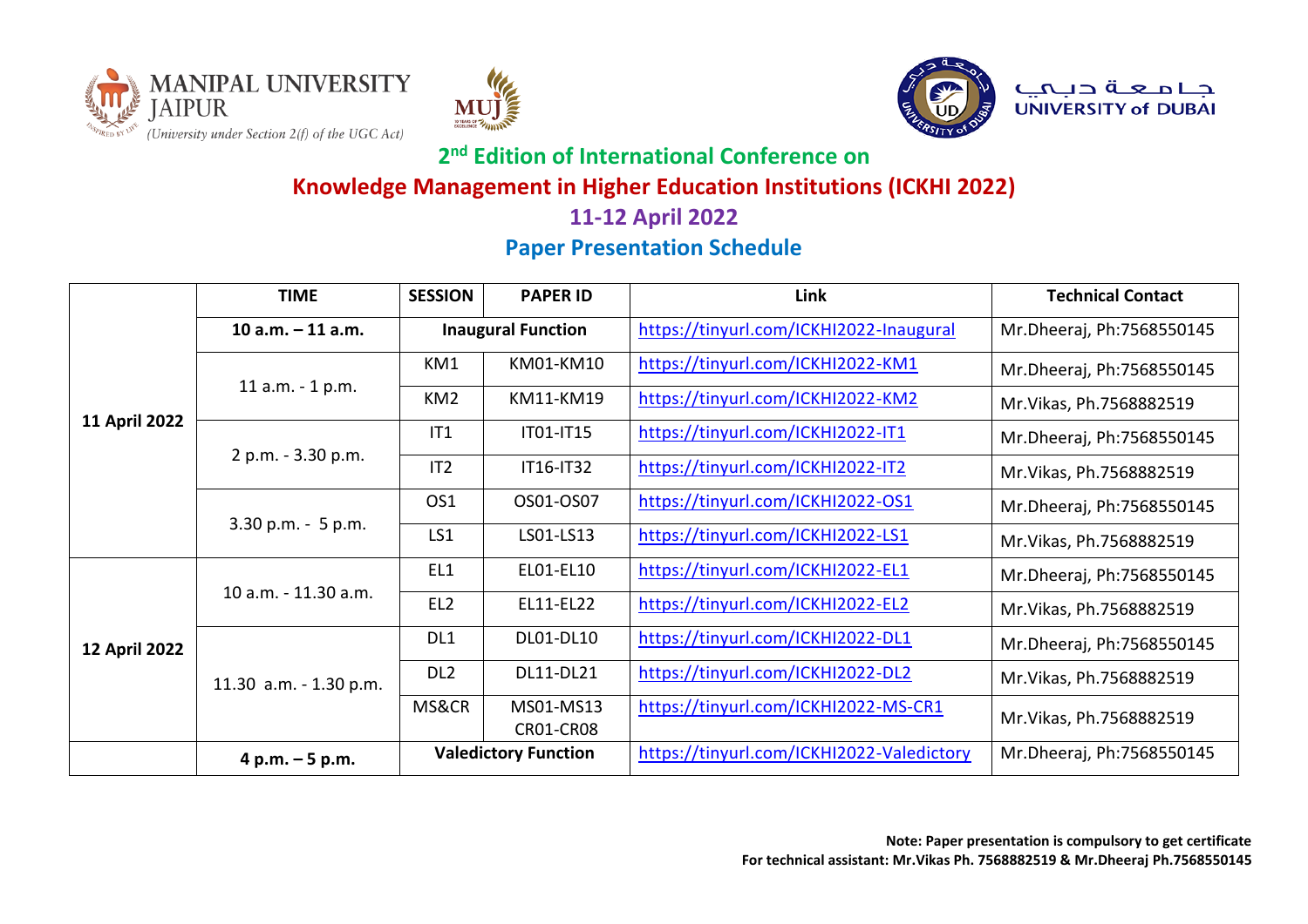MANIPAL UNIVERSITY JAIPUR
*(University under Section 2(f) of the UGC Act)*

جامعة دبي
UNIVERSITY of DUBAI

# 2nd Edition of International Conference on

# Knowledge Management in Higher Education Institutions (ICKHI 2022)

## 11-12 April 2022

## Paper Presentation Schedule

| | TIME | SESSION | PAPER ID | Link | Technical Contact |
|---|---|---|---|---|---|
| 11 April 2022 | **10 a.m. – 11 a.m.** | **Inaugural Function** | | https://tinyurl.com/ICKHI2022-Inaugural | Mr.Dheeraj, Ph:7568550145 |
| | 11 a.m. - 1 p.m. | KM1 | KM01-KM10 | https://tinyurl.com/ICKHI2022-KM1 | Mr.Dheeraj, Ph:7568550145 |
| | | KM2 | KM11-KM19 | https://tinyurl.com/ICKHI2022-KM2 | Mr.Vikas, Ph.7568882519 |
| | 2 p.m. - 3.30 p.m. | IT1 | IT01-IT15 | https://tinyurl.com/ICKHI2022-IT1 | Mr.Dheeraj, Ph:7568550145 |
| | | IT2 | IT16-IT32 | https://tinyurl.com/ICKHI2022-IT2 | Mr.Vikas, Ph.7568882519 |
| | 3.30 p.m. - 5 p.m. | OS1 | OS01-OS07 | https://tinyurl.com/ICKHI2022-OS1 | Mr.Dheeraj, Ph:7568550145 |
| | | LS1 | LS01-LS13 | https://tinyurl.com/ICKHI2022-LS1 | Mr.Vikas, Ph.7568882519 |
| 12 April 2022 | 10 a.m. - 11.30 a.m. | EL1 | EL01-EL10 | https://tinyurl.com/ICKHI2022-EL1 | Mr.Dheeraj, Ph:7568550145 |
| | | EL2 | EL11-EL22 | https://tinyurl.com/ICKHI2022-EL2 | Mr.Vikas, Ph.7568882519 |
| | 11.30 a.m. - 1.30 p.m. | DL1 | DL01-DL10 | https://tinyurl.com/ICKHI2022-DL1 | Mr.Dheeraj, Ph:7568550145 |
| | | DL2 | DL11-DL21 | https://tinyurl.com/ICKHI2022-DL2 | Mr.Vikas, Ph.7568882519 |
| | | MS&CR | MS01-MS13 CR01-CR08 | https://tinyurl.com/ICKHI2022-MS-CR1 | Mr.Vikas, Ph.7568882519 |
| | **4 p.m. – 5 p.m.** | **Valedictory Function** | | https://tinyurl.com/ICKHI2022-Valedictory | Mr.Dheeraj, Ph:7568550145 |

**Note: Paper presentation is compulsory to get certificate**
**For technical assistant: Mr.Vikas Ph. 7568882519 & Mr.Dheeraj Ph.7568550145**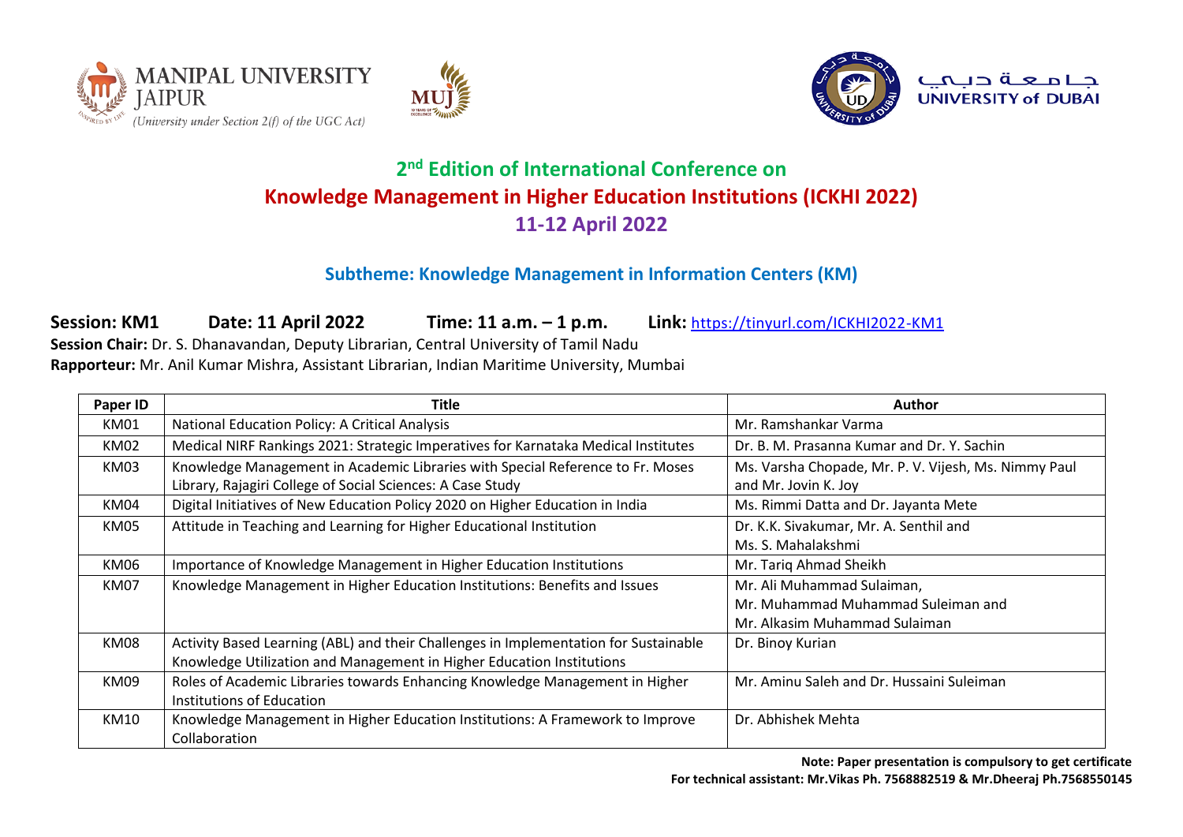MANIPAL UNIVERSITY JAIPUR
(University under Section 2(f) of the UGC Act)

جامعة دبي
UNIVERSITY of DUBAI

## 2nd Edition of International Conference on
## Knowledge Management in Higher Education Institutions (ICKHI 2022)
## 11-12 April 2022

### Subtheme: Knowledge Management in Information Centers (KM)

**Session: KM1** **Date: 11 April 2022** **Time: 11 a.m. – 1 p.m.** **Link:** https://tinyurl.com/ICKHI2022-KM1

**Session Chair:** Dr. S. Dhanavandan, Deputy Librarian, Central University of Tamil Nadu

**Rapporteur:** Mr. Anil Kumar Mishra, Assistant Librarian, Indian Maritime University, Mumbai

| Paper ID | Title | Author |
|---|---|---|
| KM01 | National Education Policy: A Critical Analysis | Mr. Ramshankar Varma |
| KM02 | Medical NIRF Rankings 2021: Strategic Imperatives for Karnataka Medical Institutes | Dr. B. M. Prasanna Kumar and Dr. Y. Sachin |
| KM03 | Knowledge Management in Academic Libraries with Special Reference to Fr. Moses Library, Rajagiri College of Social Sciences: A Case Study | Ms. Varsha Chopade, Mr. P. V. Vijesh, Ms. Nimmy Paul and Mr. Jovin K. Joy |
| KM04 | Digital Initiatives of New Education Policy 2020 on Higher Education in India | Ms. Rimmi Datta and Dr. Jayanta Mete |
| KM05 | Attitude in Teaching and Learning for Higher Educational Institution | Dr. K.K. Sivakumar, Mr. A. Senthil and Ms. S. Mahalakshmi |
| KM06 | Importance of Knowledge Management in Higher Education Institutions | Mr. Tariq Ahmad Sheikh |
| KM07 | Knowledge Management in Higher Education Institutions: Benefits and Issues | Mr. Ali Muhammad Sulaiman, Mr. Muhammad Muhammad Suleiman and Mr. Alkasim Muhammad Sulaiman |
| KM08 | Activity Based Learning (ABL) and their Challenges in Implementation for Sustainable Knowledge Utilization and Management in Higher Education Institutions | Dr. Binoy Kurian |
| KM09 | Roles of Academic Libraries towards Enhancing Knowledge Management in Higher Institutions of Education | Mr. Aminu Saleh and Dr. Hussaini Suleiman |
| KM10 | Knowledge Management in Higher Education Institutions: A Framework to Improve Collaboration | Dr. Abhishek Mehta |

**Note: Paper presentation is compulsory to get certificate**

**For technical assistant: Mr.Vikas Ph. 7568882519 & Mr.Dheeraj Ph.7568550145**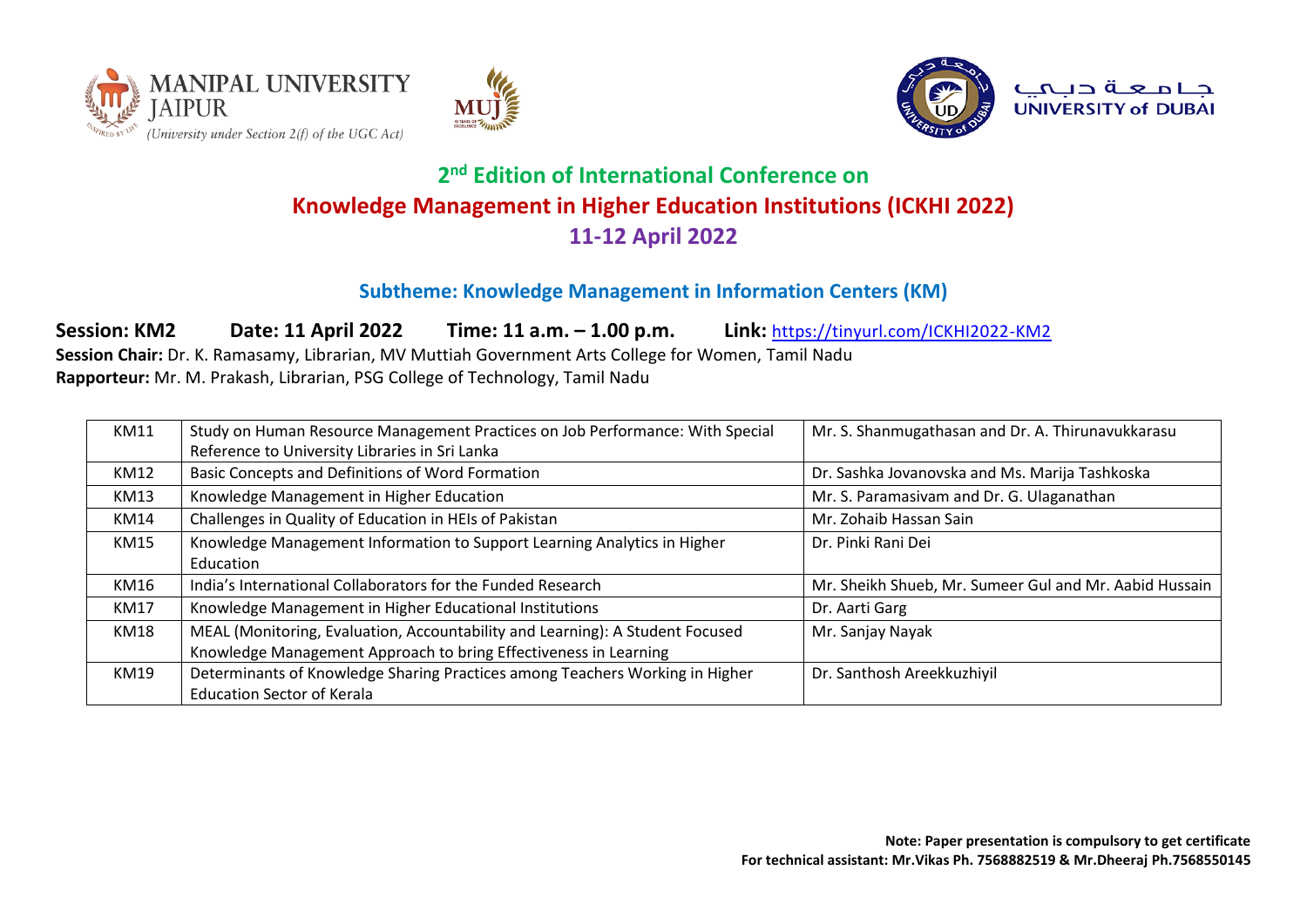MANIPAL UNIVERSITY JAIPUR
(University under Section 2(f) of the UGC Act)

جامعة دبي
UNIVERSITY of DUBAI

# 2nd Edition of International Conference on Knowledge Management in Higher Education Institutions (ICKHI 2022)

## 11-12 April 2022

### Subtheme: Knowledge Management in Information Centers (KM)

**Session: KM2** **Date: 11 April 2022** **Time: 11 a.m. – 1.00 p.m.** **Link:** https://tinyurl.com/ICKHI2022-KM2

**Session Chair:** Dr. K. Ramasamy, Librarian, MV Muttiah Government Arts College for Women, Tamil Nadu

**Rapporteur:** Mr. M. Prakash, Librarian, PSG College of Technology, Tamil Nadu

| | | |
|---|---|---|
| KM11 | Study on Human Resource Management Practices on Job Performance: With Special Reference to University Libraries in Sri Lanka | Mr. S. Shanmugathasan and Dr. A. Thirunavukkarasu |
| KM12 | Basic Concepts and Definitions of Word Formation | Dr. Sashka Jovanovska and Ms. Marija Tashkoska |
| KM13 | Knowledge Management in Higher Education | Mr. S. Paramasivam and Dr. G. Ulaganathan |
| KM14 | Challenges in Quality of Education in HEIs of Pakistan | Mr. Zohaib Hassan Sain |
| KM15 | Knowledge Management Information to Support Learning Analytics in Higher Education | Dr. Pinki Rani Dei |
| KM16 | India's International Collaborators for the Funded Research | Mr. Sheikh Shueb, Mr. Sumeer Gul and Mr. Aabid Hussain |
| KM17 | Knowledge Management in Higher Educational Institutions | Dr. Aarti Garg |
| KM18 | MEAL (Monitoring, Evaluation, Accountability and Learning): A Student Focused Knowledge Management Approach to bring Effectiveness in Learning | Mr. Sanjay Nayak |
| KM19 | Determinants of Knowledge Sharing Practices among Teachers Working in Higher Education Sector of Kerala | Dr. Santhosh Areekkuzhiyil |

**Note: Paper presentation is compulsory to get certificate**
**For technical assistant: Mr.Vikas Ph. 7568882519 & Mr.Dheeraj Ph.7568550145**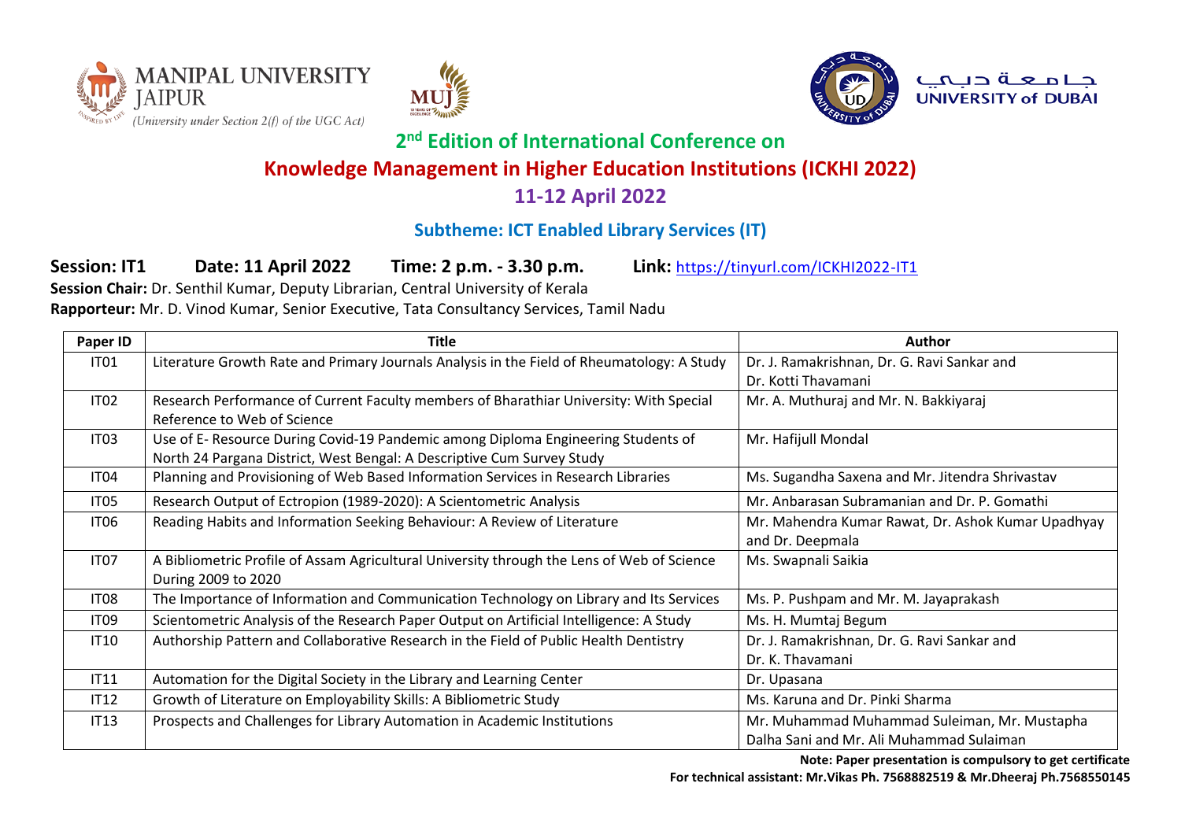MANIPAL UNIVERSITY JAIPUR

(University under Section 2(f) of the UGC Act)

جامعة دبي

UNIVERSITY of DUBAI

## 2nd Edition of International Conference on

# Knowledge Management in Higher Education Institutions (ICKHI 2022)

## 11-12 April 2022

### Subtheme: ICT Enabled Library Services (IT)

**Session: IT1** **Date: 11 April 2022** **Time: 2 p.m. - 3.30 p.m.** **Link:** https://tinyurl.com/ICKHI2022-IT1

**Session Chair:** Dr. Senthil Kumar, Deputy Librarian, Central University of Kerala

**Rapporteur:** Mr. D. Vinod Kumar, Senior Executive, Tata Consultancy Services, Tamil Nadu

| Paper ID | Title | Author |
|---|---|---|
| IT01 | Literature Growth Rate and Primary Journals Analysis in the Field of Rheumatology: A Study | Dr. J. Ramakrishnan, Dr. G. Ravi Sankar and Dr. Kotti Thavamani |
| IT02 | Research Performance of Current Faculty members of Bharathiar University: With Special Reference to Web of Science | Mr. A. Muthuraj and Mr. N. Bakkiyaraj |
| IT03 | Use of E- Resource During Covid-19 Pandemic among Diploma Engineering Students of North 24 Pargana District, West Bengal: A Descriptive Cum Survey Study | Mr. Hafijull Mondal |
| IT04 | Planning and Provisioning of Web Based Information Services in Research Libraries | Ms. Sugandha Saxena and Mr. Jitendra Shrivastav |
| IT05 | Research Output of Ectropion (1989-2020): A Scientometric Analysis | Mr. Anbarasan Subramanian and Dr. P. Gomathi |
| IT06 | Reading Habits and Information Seeking Behaviour: A Review of Literature | Mr. Mahendra Kumar Rawat, Dr. Ashok Kumar Upadhyay and Dr. Deepmala |
| IT07 | A Bibliometric Profile of Assam Agricultural University through the Lens of Web of Science During 2009 to 2020 | Ms. Swapnali Saikia |
| IT08 | The Importance of Information and Communication Technology on Library and Its Services | Ms. P. Pushpam and Mr. M. Jayaprakash |
| IT09 | Scientometric Analysis of the Research Paper Output on Artificial Intelligence: A Study | Ms. H. Mumtaj Begum |
| IT10 | Authorship Pattern and Collaborative Research in the Field of Public Health Dentistry | Dr. J. Ramakrishnan, Dr. G. Ravi Sankar and Dr. K. Thavamani |
| IT11 | Automation for the Digital Society in the Library and Learning Center | Dr. Upasana |
| IT12 | Growth of Literature on Employability Skills: A Bibliometric Study | Ms. Karuna and Dr. Pinki Sharma |
| IT13 | Prospects and Challenges for Library Automation in Academic Institutions | Mr. Muhammad Muhammad Suleiman, Mr. Mustapha Dalha Sani and Mr. Ali Muhammad Sulaiman |

**Note: Paper presentation is compulsory to get certificate**

**For technical assistant: Mr.Vikas Ph. 7568882519 & Mr.Dheeraj Ph.7568550145**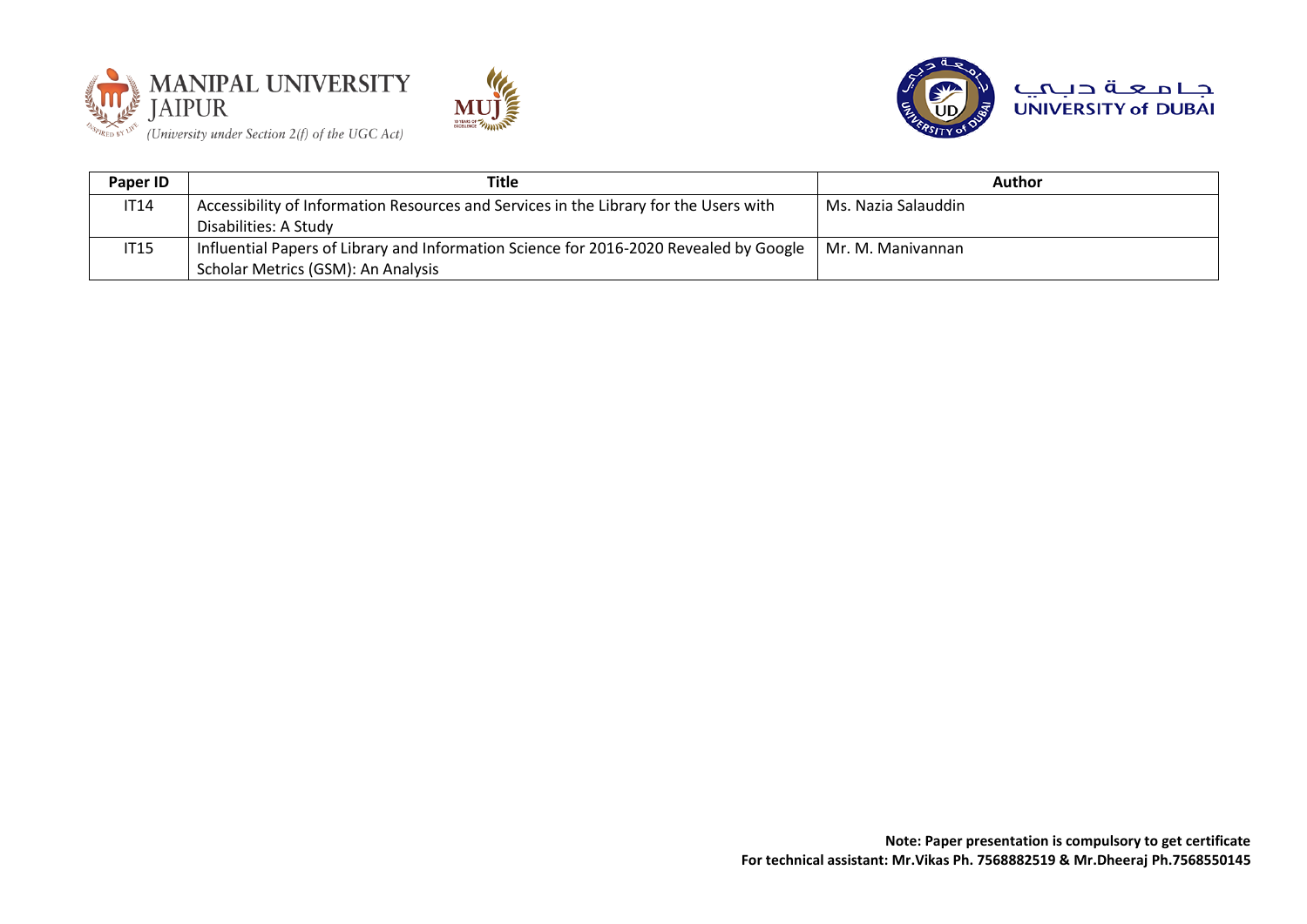| Paper ID | Title | Author |
| --- | --- | --- |
| IT14 | Accessibility of Information Resources and Services in the Library for the Users with Disabilities: A Study | Ms. Nazia Salauddin |
| IT15 | Influential Papers of Library and Information Science for 2016-2020 Revealed by Google Scholar Metrics (GSM): An Analysis | Mr. M. Manivannan |

**Note: Paper presentation is compulsory to get certificate**
**For technical assistant: Mr.Vikas Ph. 7568882519 & Mr.Dheeraj Ph.7568550145**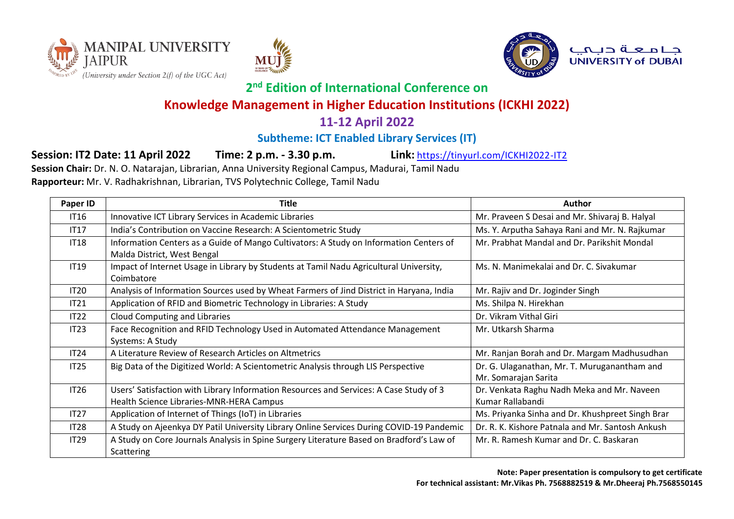MANIPAL UNIVERSITY JAIPUR
(University under Section 2(f) of the UGC Act)

جامعة دبي
UNIVERSITY of DUBAI

## 2nd Edition of International Conference on

# Knowledge Management in Higher Education Institutions (ICKHI 2022)

## 11-12 April 2022

### Subtheme: ICT Enabled Library Services (IT)

**Session: IT2 Date: 11 April 2022** **Time: 2 p.m. - 3.30 p.m.** **Link:** https://tinyurl.com/ICKHI2022-IT2

**Session Chair:** Dr. N. O. Natarajan, Librarian, Anna University Regional Campus, Madurai, Tamil Nadu

**Rapporteur:** Mr. V. Radhakrishnan, Librarian, TVS Polytechnic College, Tamil Nadu

| Paper ID | Title | Author |
|---|---|---|
| IT16 | Innovative ICT Library Services in Academic Libraries | Mr. Praveen S Desai and Mr. Shivaraj B. Halyal |
| IT17 | India's Contribution on Vaccine Research: A Scientometric Study | Ms. Y. Arputha Sahaya Rani and Mr. N. Rajkumar |
| IT18 | Information Centers as a Guide of Mango Cultivators: A Study on Information Centers of Malda District, West Bengal | Mr. Prabhat Mandal and Dr. Parikshit Mondal |
| IT19 | Impact of Internet Usage in Library by Students at Tamil Nadu Agricultural University, Coimbatore | Ms. N. Manimekalai and Dr. C. Sivakumar |
| IT20 | Analysis of Information Sources used by Wheat Farmers of Jind District in Haryana, India | Mr. Rajiv and Dr. Joginder Singh |
| IT21 | Application of RFID and Biometric Technology in Libraries: A Study | Ms. Shilpa N. Hirekhan |
| IT22 | Cloud Computing and Libraries | Dr. Vikram Vithal Giri |
| IT23 | Face Recognition and RFID Technology Used in Automated Attendance Management Systems: A Study | Mr. Utkarsh Sharma |
| IT24 | A Literature Review of Research Articles on Altmetrics | Mr. Ranjan Borah and Dr. Margam Madhusudhan |
| IT25 | Big Data of the Digitized World: A Scientometric Analysis through LIS Perspective | Dr. G. Ulaganathan, Mr. T. Muruganantham and Mr. Somarajan Sarita |
| IT26 | Users' Satisfaction with Library Information Resources and Services: A Case Study of 3 Health Science Libraries-MNR-HERA Campus | Dr. Venkata Raghu Nadh Meka and Mr. Naveen Kumar Rallabandi |
| IT27 | Application of Internet of Things (IoT) in Libraries | Ms. Priyanka Sinha and Dr. Khushpreet Singh Brar |
| IT28 | A Study on Ajeenkya DY Patil University Library Online Services During COVID-19 Pandemic | Dr. R. K. Kishore Patnala and Mr. Santosh Ankush |
| IT29 | A Study on Core Journals Analysis in Spine Surgery Literature Based on Bradford's Law of Scattering | Mr. R. Ramesh Kumar and Dr. C. Baskaran |

**Note: Paper presentation is compulsory to get certificate**

**For technical assistant: Mr.Vikas Ph. 7568882519 & Mr.Dheeraj Ph.7568550145**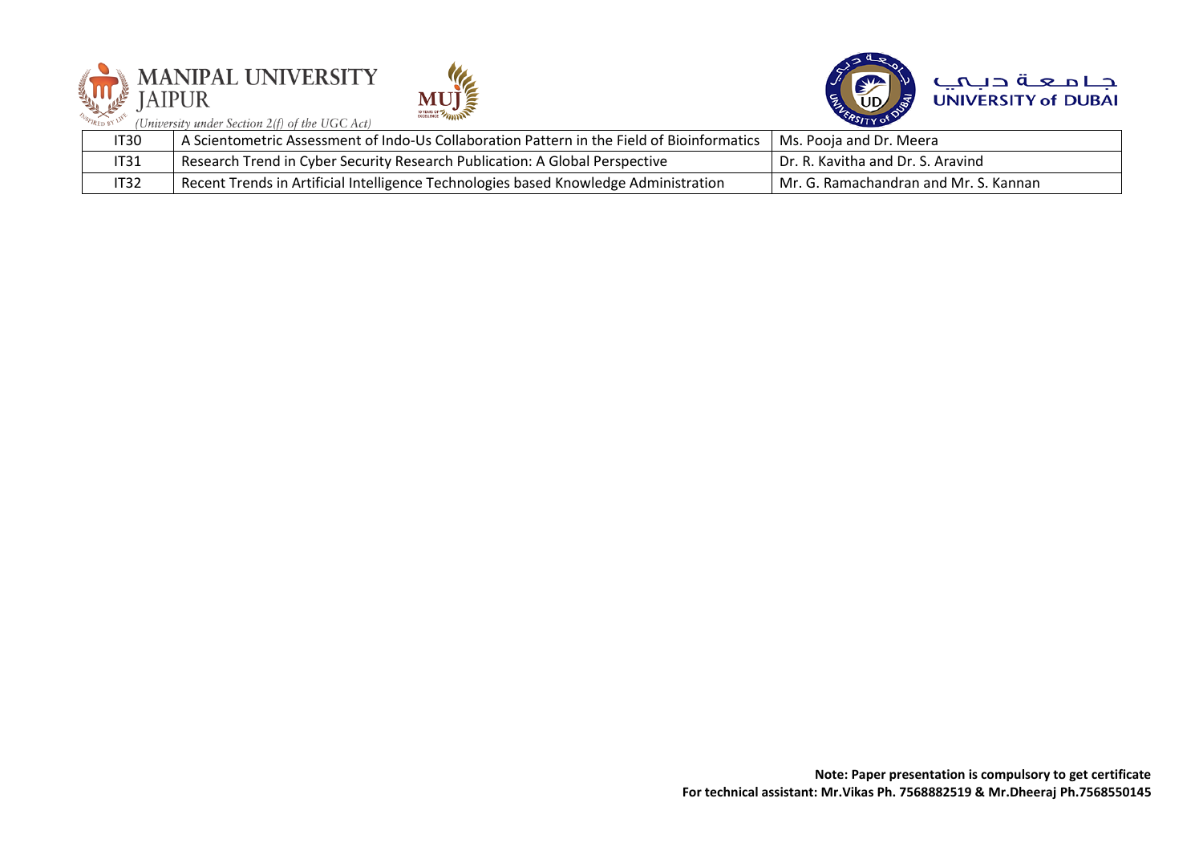| IT30 | A Scientometric Assessment of Indo-Us Collaboration Pattern in the Field of Bioinformatics | Ms. Pooja and Dr. Meera |
|---|---|---|
| IT31 | Research Trend in Cyber Security Research Publication: A Global Perspective | Dr. R. Kavitha and Dr. S. Aravind |
| IT32 | Recent Trends in Artificial Intelligence Technologies based Knowledge Administration | Mr. G. Ramachandran and Mr. S. Kannan |

**Note: Paper presentation is compulsory to get certificate**
**For technical assistant: Mr.Vikas Ph. 7568882519 & Mr.Dheeraj Ph.7568550145**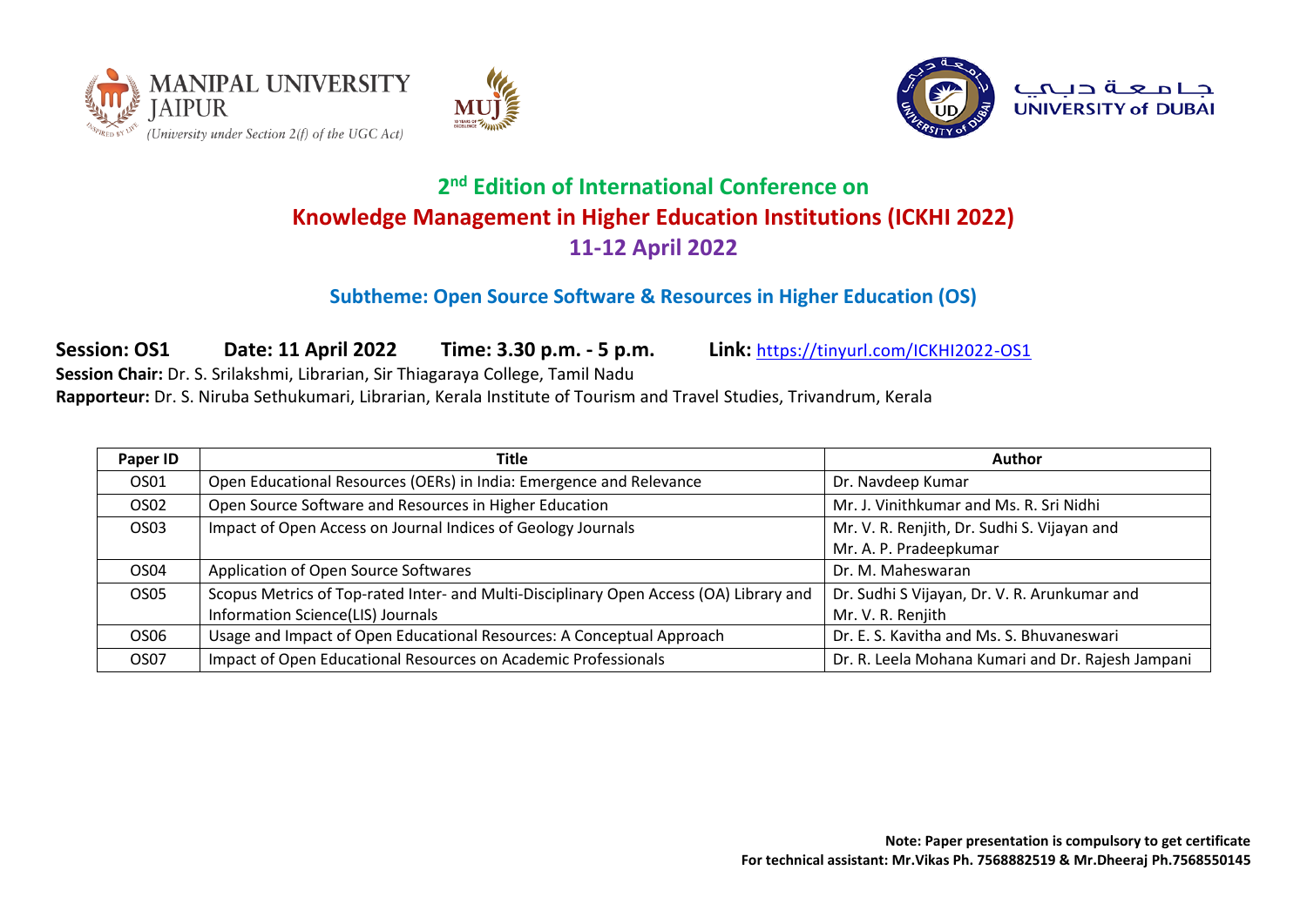MANIPAL UNIVERSITY JAIPUR
(University under Section 2(f) of the UGC Act)

جامعة دبي
UNIVERSITY of DUBAI

# 2nd Edition of International Conference on Knowledge Management in Higher Education Institutions (ICKHI 2022)

## 11-12 April 2022

### Subtheme: Open Source Software & Resources in Higher Education (OS)

**Session: OS1** **Date: 11 April 2022** **Time: 3.30 p.m. - 5 p.m.** **Link:** https://tinyurl.com/ICKHI2022-OS1

**Session Chair:** Dr. S. Srilakshmi, Librarian, Sir Thiagaraya College, Tamil Nadu

**Rapporteur:** Dr. S. Niruba Sethukumari, Librarian, Kerala Institute of Tourism and Travel Studies, Trivandrum, Kerala

| Paper ID | Title | Author |
|---|---|---|
| OS01 | Open Educational Resources (OERs) in India: Emergence and Relevance | Dr. Navdeep Kumar |
| OS02 | Open Source Software and Resources in Higher Education | Mr. J. Vinithkumar and Ms. R. Sri Nidhi |
| OS03 | Impact of Open Access on Journal Indices of Geology Journals | Mr. V. R. Renjith, Dr. Sudhi S. Vijayan and Mr. A. P. Pradeepkumar |
| OS04 | Application of Open Source Softwares | Dr. M. Maheswaran |
| OS05 | Scopus Metrics of Top-rated Inter- and Multi-Disciplinary Open Access (OA) Library and Information Science(LIS) Journals | Dr. Sudhi S Vijayan, Dr. V. R. Arunkumar and Mr. V. R. Renjith |
| OS06 | Usage and Impact of Open Educational Resources: A Conceptual Approach | Dr. E. S. Kavitha and Ms. S. Bhuvaneswari |
| OS07 | Impact of Open Educational Resources on Academic Professionals | Dr. R. Leela Mohana Kumari and Dr. Rajesh Jampani |

**Note: Paper presentation is compulsory to get certificate**
**For technical assistant: Mr.Vikas Ph. 7568882519 & Mr.Dheeraj Ph.7568550145**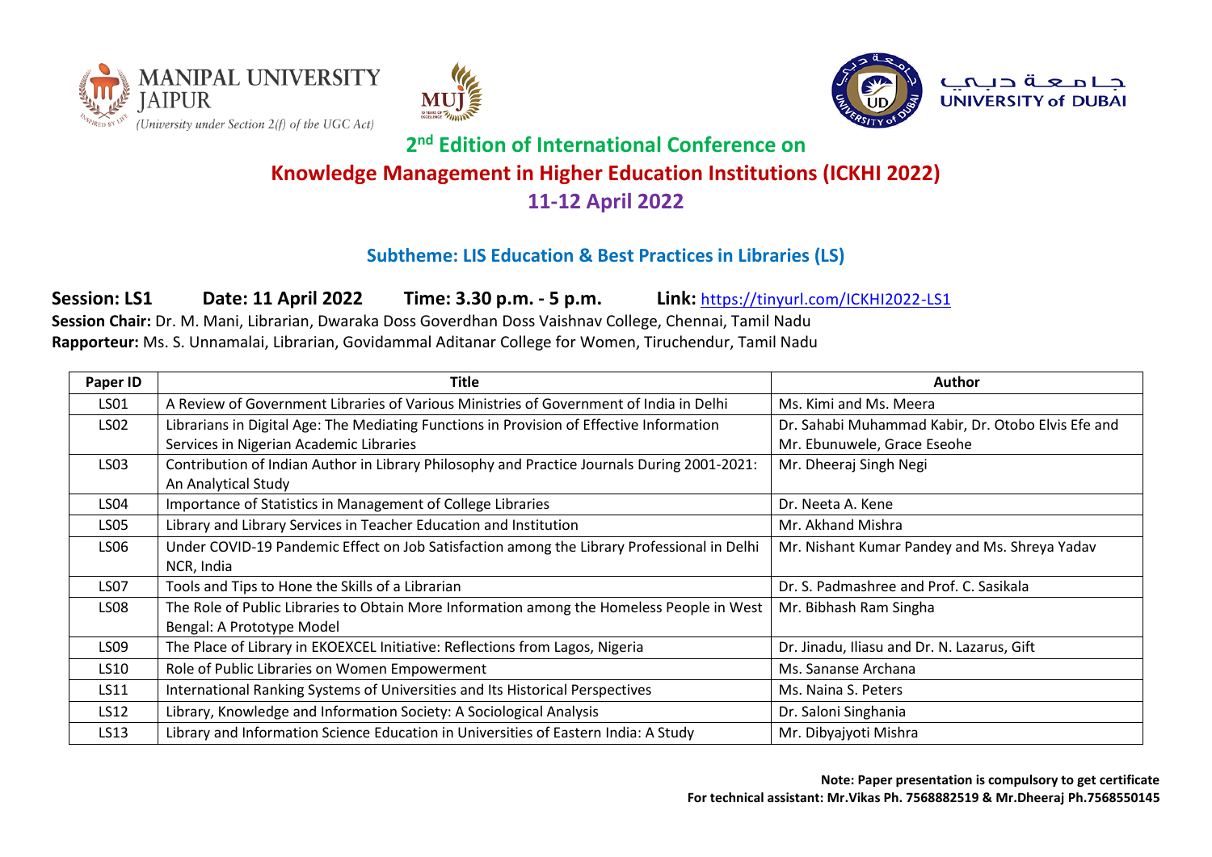MANIPAL UNIVERSITY JAIPUR
*(University under Section 2(f) of the UGC Act)*

جامعة دبي
UNIVERSITY of DUBAI

## 2nd Edition of International Conference on

# Knowledge Management in Higher Education Institutions (ICKHI 2022)

## 11-12 April 2022

### Subtheme: LIS Education & Best Practices in Libraries (LS)

**Session: LS1** **Date: 11 April 2022** **Time: 3.30 p.m. - 5 p.m.** **Link:** https://tinyurl.com/ICKHI2022-LS1

**Session Chair:** Dr. M. Mani, Librarian, Dwaraka Doss Goverdhan Doss Vaishnav College, Chennai, Tamil Nadu

**Rapporteur:** Ms. S. Unnamalai, Librarian, Govidammal Aditanar College for Women, Tiruchendur, Tamil Nadu

| Paper ID | Title | Author |
|---|---|---|
| LS01 | A Review of Government Libraries of Various Ministries of Government of India in Delhi | Ms. Kimi and Ms. Meera |
| LS02 | Librarians in Digital Age: The Mediating Functions in Provision of Effective Information Services in Nigerian Academic Libraries | Dr. Sahabi Muhammad Kabir, Dr. Otobo Elvis Efe and Mr. Ebunuwele, Grace Eseohe |
| LS03 | Contribution of Indian Author in Library Philosophy and Practice Journals During 2001-2021: An Analytical Study | Mr. Dheeraj Singh Negi |
| LS04 | Importance of Statistics in Management of College Libraries | Dr. Neeta A. Kene |
| LS05 | Library and Library Services in Teacher Education and Institution | Mr. Akhand Mishra |
| LS06 | Under COVID-19 Pandemic Effect on Job Satisfaction among the Library Professional in Delhi NCR, India | Mr. Nishant Kumar Pandey and Ms. Shreya Yadav |
| LS07 | Tools and Tips to Hone the Skills of a Librarian | Dr. S. Padmashree and Prof. C. Sasikala |
| LS08 | The Role of Public Libraries to Obtain More Information among the Homeless People in West Bengal: A Prototype Model | Mr. Bibhash Ram Singha |
| LS09 | The Place of Library in EKOEXCEL Initiative: Reflections from Lagos, Nigeria | Dr. Jinadu, Iliasu and Dr. N. Lazarus, Gift |
| LS10 | Role of Public Libraries on Women Empowerment | Ms. Sananse Archana |
| LS11 | International Ranking Systems of Universities and Its Historical Perspectives | Ms. Naina S. Peters |
| LS12 | Library, Knowledge and Information Society: A Sociological Analysis | Dr. Saloni Singhania |
| LS13 | Library and Information Science Education in Universities of Eastern India: A Study | Mr. Dibyajyoti Mishra |

**Note: Paper presentation is compulsory to get certificate**

**For technical assistant: Mr.Vikas Ph. 7568882519 & Mr.Dheeraj Ph.7568550145**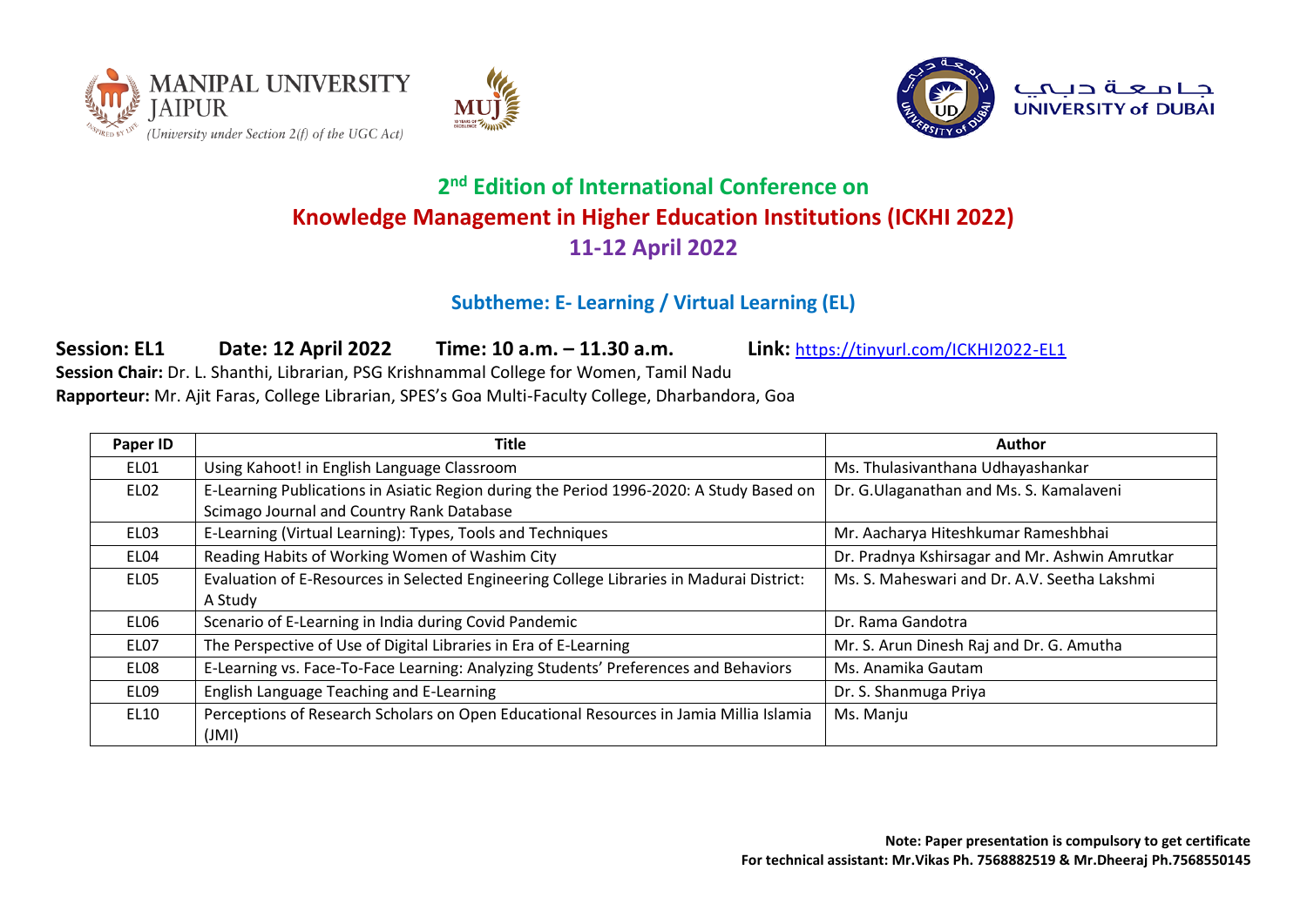MANIPAL UNIVERSITY JAIPUR
(University under Section 2(f) of the UGC Act)

UNIVERSITY of DUBAI

# 2nd Edition of International Conference on Knowledge Management in Higher Education Institutions (ICKHI 2022)

## 11-12 April 2022

### Subtheme: E- Learning / Virtual Learning (EL)

**Session: EL1** **Date: 12 April 2022** **Time: 10 a.m. – 11.30 a.m.** **Link:** https://tinyurl.com/ICKHI2022-EL1

**Session Chair:** Dr. L. Shanthi, Librarian, PSG Krishnammal College for Women, Tamil Nadu

**Rapporteur:** Mr. Ajit Faras, College Librarian, SPES's Goa Multi-Faculty College, Dharbandora, Goa

| Paper ID | Title | Author |
|---|---|---|
| EL01 | Using Kahoot! in English Language Classroom | Ms. Thulasivanthana Udhayashankar |
| EL02 | E-Learning Publications in Asiatic Region during the Period 1996-2020: A Study Based on Scimago Journal and Country Rank Database | Dr. G.Ulaganathan and Ms. S. Kamalaveni |
| EL03 | E-Learning (Virtual Learning): Types, Tools and Techniques | Mr. Aacharya Hiteshkumar Rameshbhai |
| EL04 | Reading Habits of Working Women of Washim City | Dr. Pradnya Kshirsagar and Mr. Ashwin Amrutkar |
| EL05 | Evaluation of E-Resources in Selected Engineering College Libraries in Madurai District: A Study | Ms. S. Maheswari and Dr. A.V. Seetha Lakshmi |
| EL06 | Scenario of E-Learning in India during Covid Pandemic | Dr. Rama Gandotra |
| EL07 | The Perspective of Use of Digital Libraries in Era of E-Learning | Mr. S. Arun Dinesh Raj and Dr. G. Amutha |
| EL08 | E-Learning vs. Face-To-Face Learning: Analyzing Students' Preferences and Behaviors | Ms. Anamika Gautam |
| EL09 | English Language Teaching and E-Learning | Dr. S. Shanmuga Priya |
| EL10 | Perceptions of Research Scholars on Open Educational Resources in Jamia Millia Islamia (JMI) | Ms. Manju |

**Note: Paper presentation is compulsory to get certificate**
**For technical assistant: Mr.Vikas Ph. 7568882519 & Mr.Dheeraj Ph.7568550145**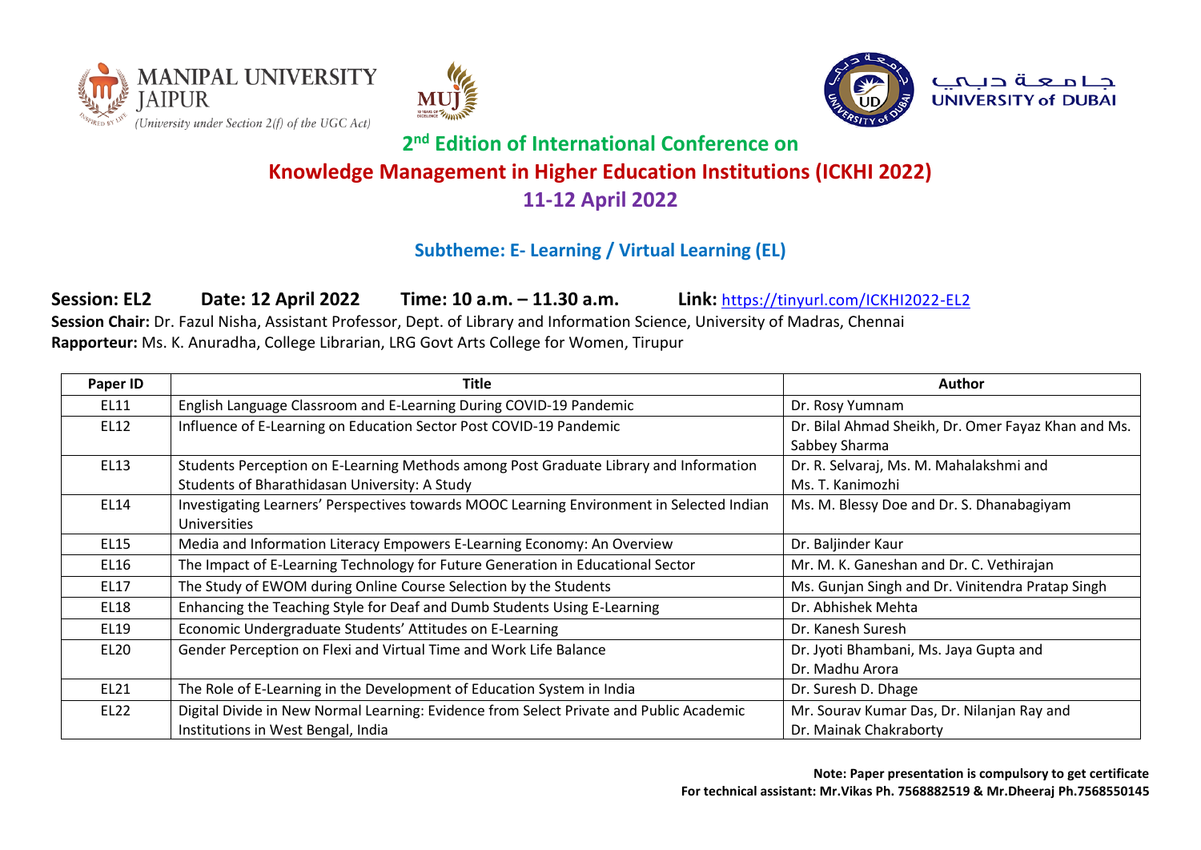MANIPAL UNIVERSITY JAIPUR
(University under Section 2(f) of the UGC Act)

جامعة دبي
UNIVERSITY of DUBAI

## 2nd Edition of International Conference on

## Knowledge Management in Higher Education Institutions (ICKHI 2022)

## 11-12 April 2022

### Subtheme: E- Learning / Virtual Learning (EL)

**Session: EL2** **Date: 12 April 2022** **Time: 10 a.m. – 11.30 a.m.** **Link:** https://tinyurl.com/ICKHI2022-EL2

**Session Chair:** Dr. Fazul Nisha, Assistant Professor, Dept. of Library and Information Science, University of Madras, Chennai

**Rapporteur:** Ms. K. Anuradha, College Librarian, LRG Govt Arts College for Women, Tirupur

| Paper ID | Title | Author |
|---|---|---|
| EL11 | English Language Classroom and E-Learning During COVID-19 Pandemic | Dr. Rosy Yumnam |
| EL12 | Influence of E-Learning on Education Sector Post COVID-19 Pandemic | Dr. Bilal Ahmad Sheikh, Dr. Omer Fayaz Khan and Ms. Sabbey Sharma |
| EL13 | Students Perception on E-Learning Methods among Post Graduate Library and Information Students of Bharathidasan University: A Study | Dr. R. Selvaraj, Ms. M. Mahalakshmi and Ms. T. Kanimozhi |
| EL14 | Investigating Learners' Perspectives towards MOOC Learning Environment in Selected Indian Universities | Ms. M. Blessy Doe and Dr. S. Dhanabagiyam |
| EL15 | Media and Information Literacy Empowers E-Learning Economy: An Overview | Dr. Baljinder Kaur |
| EL16 | The Impact of E-Learning Technology for Future Generation in Educational Sector | Mr. M. K. Ganeshan and Dr. C. Vethirajan |
| EL17 | The Study of EWOM during Online Course Selection by the Students | Ms. Gunjan Singh and Dr. Vinitendra Pratap Singh |
| EL18 | Enhancing the Teaching Style for Deaf and Dumb Students Using E-Learning | Dr. Abhishek Mehta |
| EL19 | Economic Undergraduate Students' Attitudes on E-Learning | Dr. Kanesh Suresh |
| EL20 | Gender Perception on Flexi and Virtual Time and Work Life Balance | Dr. Jyoti Bhambani, Ms. Jaya Gupta and Dr. Madhu Arora |
| EL21 | The Role of E-Learning in the Development of Education System in India | Dr. Suresh D. Dhage |
| EL22 | Digital Divide in New Normal Learning: Evidence from Select Private and Public Academic Institutions in West Bengal, India | Mr. Sourav Kumar Das, Dr. Nilanjan Ray and Dr. Mainak Chakraborty |

**Note: Paper presentation is compulsory to get certificate**

**For technical assistant: Mr.Vikas Ph. 7568882519 & Mr.Dheeraj Ph.7568550145**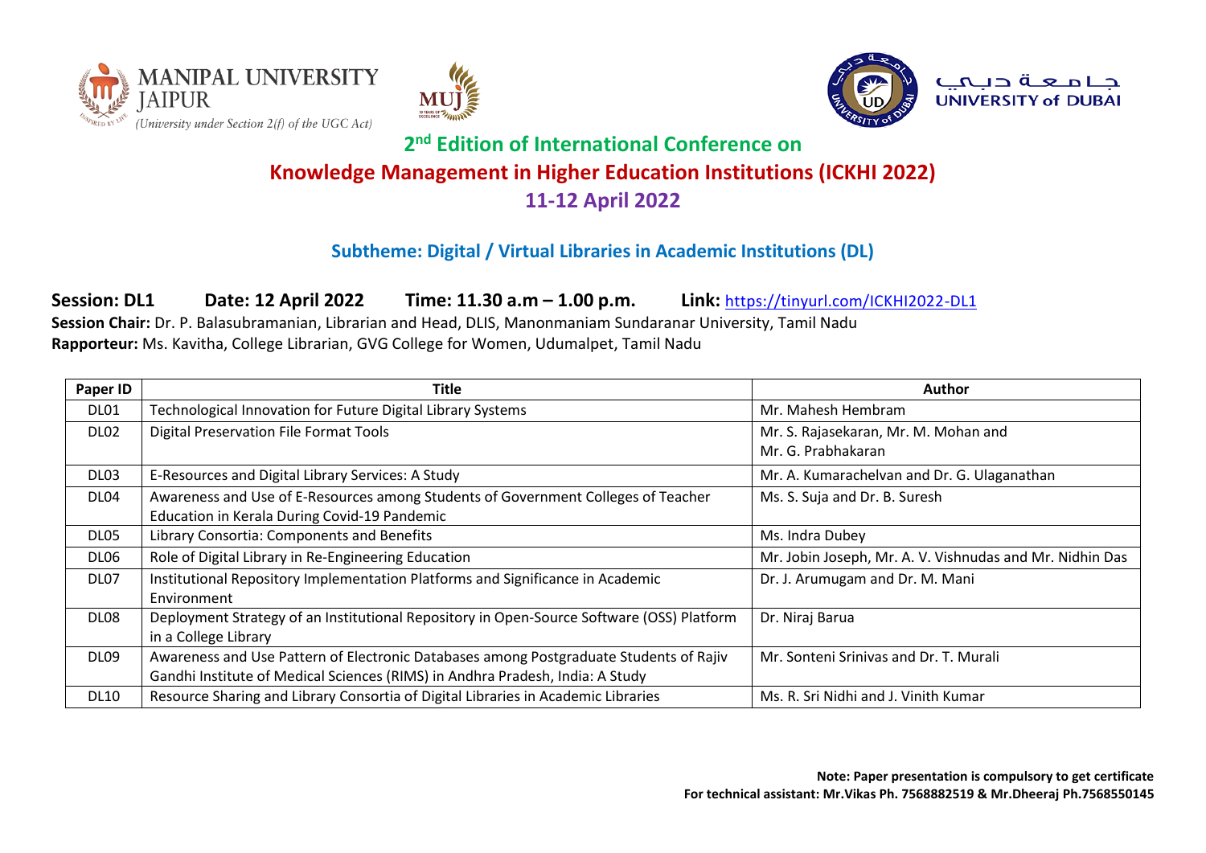MANIPAL UNIVERSITY JAIPUR
*(University under Section 2(f) of the UGC Act)*

جامعة دبي
UNIVERSITY of DUBAI

## 2nd Edition of International Conference on

## Knowledge Management in Higher Education Institutions (ICKHI 2022)

## 11-12 April 2022

### Subtheme: Digital / Virtual Libraries in Academic Institutions (DL)

**Session: DL1** **Date: 12 April 2022** **Time: 11.30 a.m – 1.00 p.m.** **Link:** https://tinyurl.com/ICKHI2022-DL1

**Session Chair:** Dr. P. Balasubramanian, Librarian and Head, DLIS, Manonmaniam Sundaranar University, Tamil Nadu

**Rapporteur:** Ms. Kavitha, College Librarian, GVG College for Women, Udumalpet, Tamil Nadu

| Paper ID | Title | Author |
|---|---|---|
| DL01 | Technological Innovation for Future Digital Library Systems | Mr. Mahesh Hembram |
| DL02 | Digital Preservation File Format Tools | Mr. S. Rajasekaran, Mr. M. Mohan and Mr. G. Prabhakaran |
| DL03 | E-Resources and Digital Library Services: A Study | Mr. A. Kumarachelvan and Dr. G. Ulaganathan |
| DL04 | Awareness and Use of E-Resources among Students of Government Colleges of Teacher Education in Kerala During Covid-19 Pandemic | Ms. S. Suja and Dr. B. Suresh |
| DL05 | Library Consortia: Components and Benefits | Ms. Indra Dubey |
| DL06 | Role of Digital Library in Re-Engineering Education | Mr. Jobin Joseph, Mr. A. V. Vishnudas and Mr. Nidhin Das |
| DL07 | Institutional Repository Implementation Platforms and Significance in Academic Environment | Dr. J. Arumugam and Dr. M. Mani |
| DL08 | Deployment Strategy of an Institutional Repository in Open-Source Software (OSS) Platform in a College Library | Dr. Niraj Barua |
| DL09 | Awareness and Use Pattern of Electronic Databases among Postgraduate Students of Rajiv Gandhi Institute of Medical Sciences (RIMS) in Andhra Pradesh, India: A Study | Mr. Sonteni Srinivas and Dr. T. Murali |
| DL10 | Resource Sharing and Library Consortia of Digital Libraries in Academic Libraries | Ms. R. Sri Nidhi and J. Vinith Kumar |

**Note: Paper presentation is compulsory to get certificate**
**For technical assistant: Mr.Vikas Ph. 7568882519 & Mr.Dheeraj Ph.7568550145**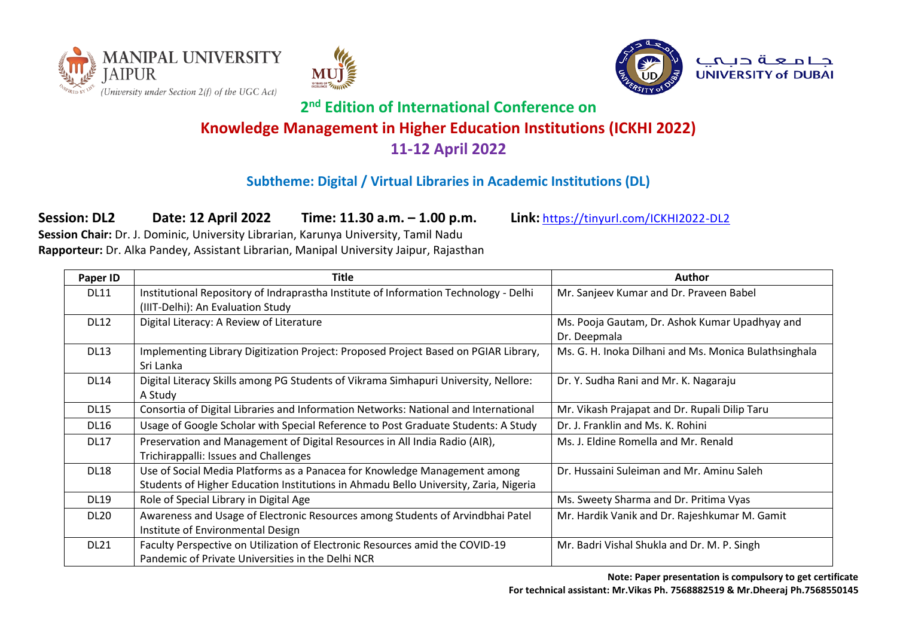MANIPAL UNIVERSITY JAIPUR
(University under Section 2(f) of the UGC Act)

جامعة دبي
UNIVERSITY of DUBAI

## 2nd Edition of International Conference on

# Knowledge Management in Higher Education Institutions (ICKHI 2022)

## 11-12 April 2022

### Subtheme: Digital / Virtual Libraries in Academic Institutions (DL)

**Session: DL2** **Date: 12 April 2022** **Time: 11.30 a.m. – 1.00 p.m.** **Link:** https://tinyurl.com/ICKHI2022-DL2

**Session Chair:** Dr. J. Dominic, University Librarian, Karunya University, Tamil Nadu

**Rapporteur:** Dr. Alka Pandey, Assistant Librarian, Manipal University Jaipur, Rajasthan

| Paper ID | Title | Author |
|---|---|---|
| DL11 | Institutional Repository of Indraprastha Institute of Information Technology - Delhi (IIIT-Delhi): An Evaluation Study | Mr. Sanjeev Kumar and Dr. Praveen Babel |
| DL12 | Digital Literacy: A Review of Literature | Ms. Pooja Gautam, Dr. Ashok Kumar Upadhyay and Dr. Deepmala |
| DL13 | Implementing Library Digitization Project: Proposed Project Based on PGIAR Library, Sri Lanka | Ms. G. H. Inoka Dilhani and Ms. Monica Bulathsinghala |
| DL14 | Digital Literacy Skills among PG Students of Vikrama Simhapuri University, Nellore: A Study | Dr. Y. Sudha Rani and Mr. K. Nagaraju |
| DL15 | Consortia of Digital Libraries and Information Networks: National and International | Mr. Vikash Prajapat and Dr. Rupali Dilip Taru |
| DL16 | Usage of Google Scholar with Special Reference to Post Graduate Students: A Study | Dr. J. Franklin and Ms. K. Rohini |
| DL17 | Preservation and Management of Digital Resources in All India Radio (AIR), Trichirappalli: Issues and Challenges | Ms. J. Eldine Romella and Mr. Renald |
| DL18 | Use of Social Media Platforms as a Panacea for Knowledge Management among Students of Higher Education Institutions in Ahmadu Bello University, Zaria, Nigeria | Dr. Hussaini Suleiman and Mr. Aminu Saleh |
| DL19 | Role of Special Library in Digital Age | Ms. Sweety Sharma and Dr. Pritima Vyas |
| DL20 | Awareness and Usage of Electronic Resources among Students of Arvindbhai Patel Institute of Environmental Design | Mr. Hardik Vanik and Dr. Rajeshkumar M. Gamit |
| DL21 | Faculty Perspective on Utilization of Electronic Resources amid the COVID-19 Pandemic of Private Universities in the Delhi NCR | Mr. Badri Vishal Shukla and Dr. M. P. Singh |

**Note: Paper presentation is compulsory to get certificate**

**For technical assistant: Mr.Vikas Ph. 7568882519 & Mr.Dheeraj Ph.7568550145**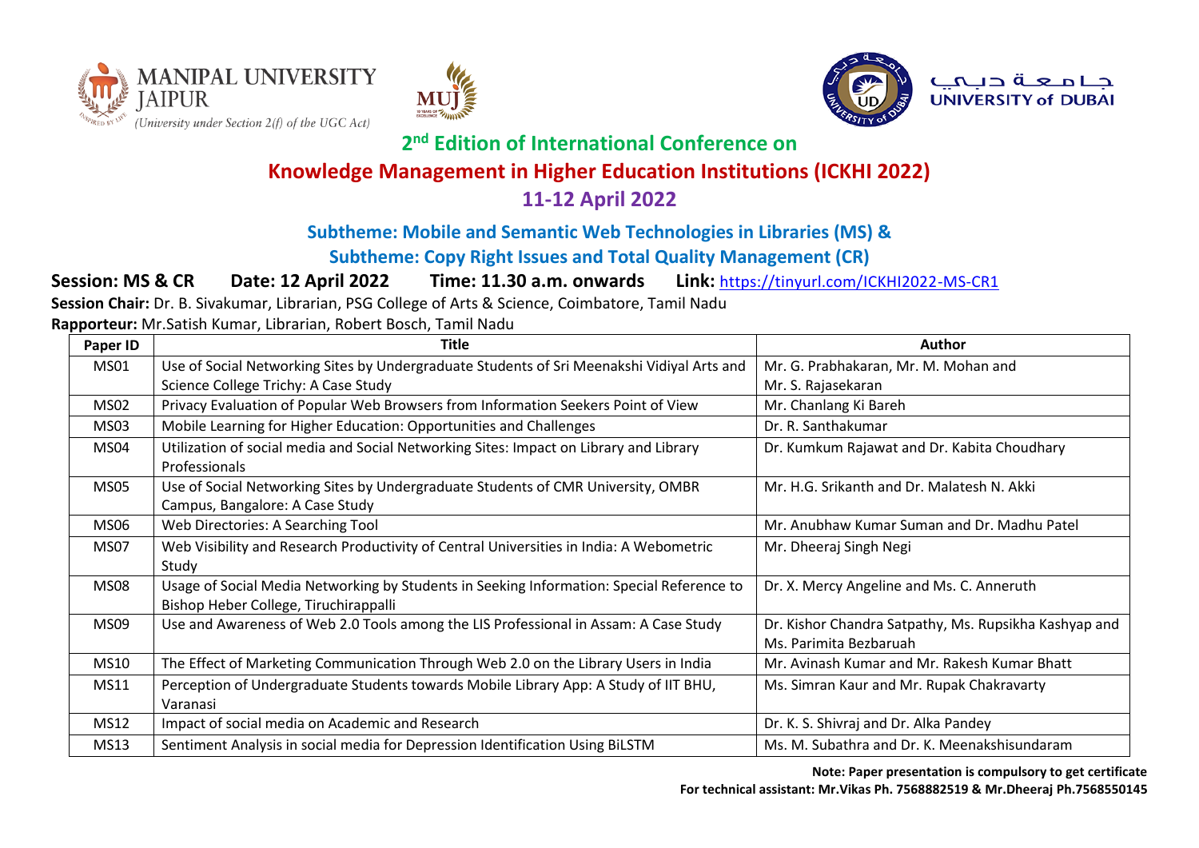MANIPAL UNIVERSITY JAIPUR
(University under Section 2(f) of the UGC Act)

جامعة دبي
UNIVERSITY of DUBAI

## 2nd Edition of International Conference on

## Knowledge Management in Higher Education Institutions (ICKHI 2022)

## 11-12 April 2022

### Subtheme: Mobile and Semantic Web Technologies in Libraries (MS) &

### Subtheme: Copy Right Issues and Total Quality Management (CR)

**Session: MS & CR** **Date: 12 April 2022** **Time: 11.30 a.m. onwards** **Link:** https://tinyurl.com/ICKHI2022-MS-CR1

**Session Chair:** Dr. B. Sivakumar, Librarian, PSG College of Arts & Science, Coimbatore, Tamil Nadu

**Rapporteur:** Mr.Satish Kumar, Librarian, Robert Bosch, Tamil Nadu

| Paper ID | Title | Author |
|---|---|---|
| MS01 | Use of Social Networking Sites by Undergraduate Students of Sri Meenakshi Vidiyal Arts and Science College Trichy: A Case Study | Mr. G. Prabhakaran, Mr. M. Mohan and Mr. S. Rajasekaran |
| MS02 | Privacy Evaluation of Popular Web Browsers from Information Seekers Point of View | Mr. Chanlang Ki Bareh |
| MS03 | Mobile Learning for Higher Education: Opportunities and Challenges | Dr. R. Santhakumar |
| MS04 | Utilization of social media and Social Networking Sites: Impact on Library and Library Professionals | Dr. Kumkum Rajawat and Dr. Kabita Choudhary |
| MS05 | Use of Social Networking Sites by Undergraduate Students of CMR University, OMBR Campus, Bangalore: A Case Study | Mr. H.G. Srikanth and Dr. Malatesh N. Akki |
| MS06 | Web Directories: A Searching Tool | Mr. Anubhaw Kumar Suman and Dr. Madhu Patel |
| MS07 | Web Visibility and Research Productivity of Central Universities in India: A Webometric Study | Mr. Dheeraj Singh Negi |
| MS08 | Usage of Social Media Networking by Students in Seeking Information: Special Reference to Bishop Heber College, Tiruchirappalli | Dr. X. Mercy Angeline and Ms. C. Anneruth |
| MS09 | Use and Awareness of Web 2.0 Tools among the LIS Professional in Assam: A Case Study | Dr. Kishor Chandra Satpathy, Ms. Rupsikha Kashyap and Ms. Parimita Bezbaruah |
| MS10 | The Effect of Marketing Communication Through Web 2.0 on the Library Users in India | Mr. Avinash Kumar and Mr. Rakesh Kumar Bhatt |
| MS11 | Perception of Undergraduate Students towards Mobile Library App: A Study of IIT BHU, Varanasi | Ms. Simran Kaur and Mr. Rupak Chakravarty |
| MS12 | Impact of social media on Academic and Research | Dr. K. S. Shivraj and Dr. Alka Pandey |
| MS13 | Sentiment Analysis in social media for Depression Identification Using BiLSTM | Ms. M. Subathra and Dr. K. Meenakshisundaram |

**Note: Paper presentation is compulsory to get certificate**

**For technical assistant: Mr.Vikas Ph. 7568882519 & Mr.Dheeraj Ph.7568550145**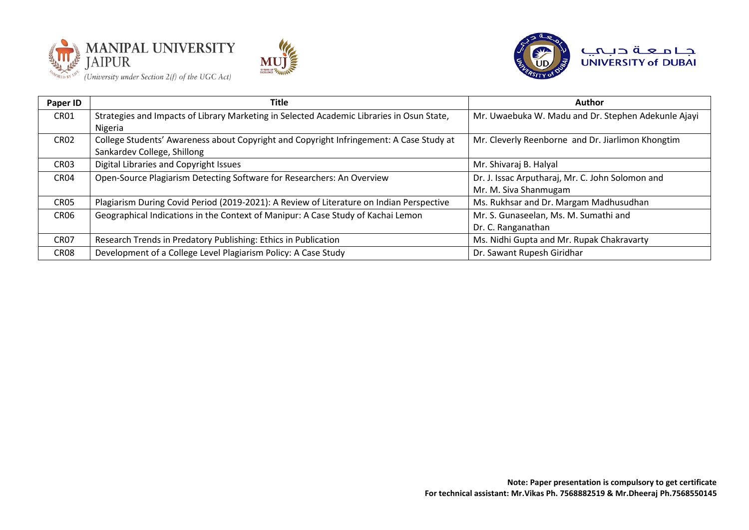| Paper ID | Title | Author |
|---|---|---|
| CR01 | Strategies and Impacts of Library Marketing in Selected Academic Libraries in Osun State, Nigeria | Mr. Uwaebuka W. Madu and Dr. Stephen Adekunle Ajayi |
| CR02 | College Students' Awareness about Copyright and Copyright Infringement: A Case Study at Sankardev College, Shillong | Mr. Cleverly Reenborne and Dr. Jiarlimon Khongtim |
| CR03 | Digital Libraries and Copyright Issues | Mr. Shivaraj B. Halyal |
| CR04 | Open-Source Plagiarism Detecting Software for Researchers: An Overview | Dr. J. Issac Arputharaj, Mr. C. John Solomon and Mr. M. Siva Shanmugam |
| CR05 | Plagiarism During Covid Period (2019-2021): A Review of Literature on Indian Perspective | Ms. Rukhsar and Dr. Margam Madhusudhan |
| CR06 | Geographical Indications in the Context of Manipur: A Case Study of Kachai Lemon | Mr. S. Gunaseelan, Ms. M. Sumathi and Dr. C. Ranganathan |
| CR07 | Research Trends in Predatory Publishing: Ethics in Publication | Ms. Nidhi Gupta and Mr. Rupak Chakravarty |
| CR08 | Development of a College Level Plagiarism Policy: A Case Study | Dr. Sawant Rupesh Giridhar |

**Note: Paper presentation is compulsory to get certificate**
**For technical assistant: Mr.Vikas Ph. 7568882519 & Mr.Dheeraj Ph.7568550145**